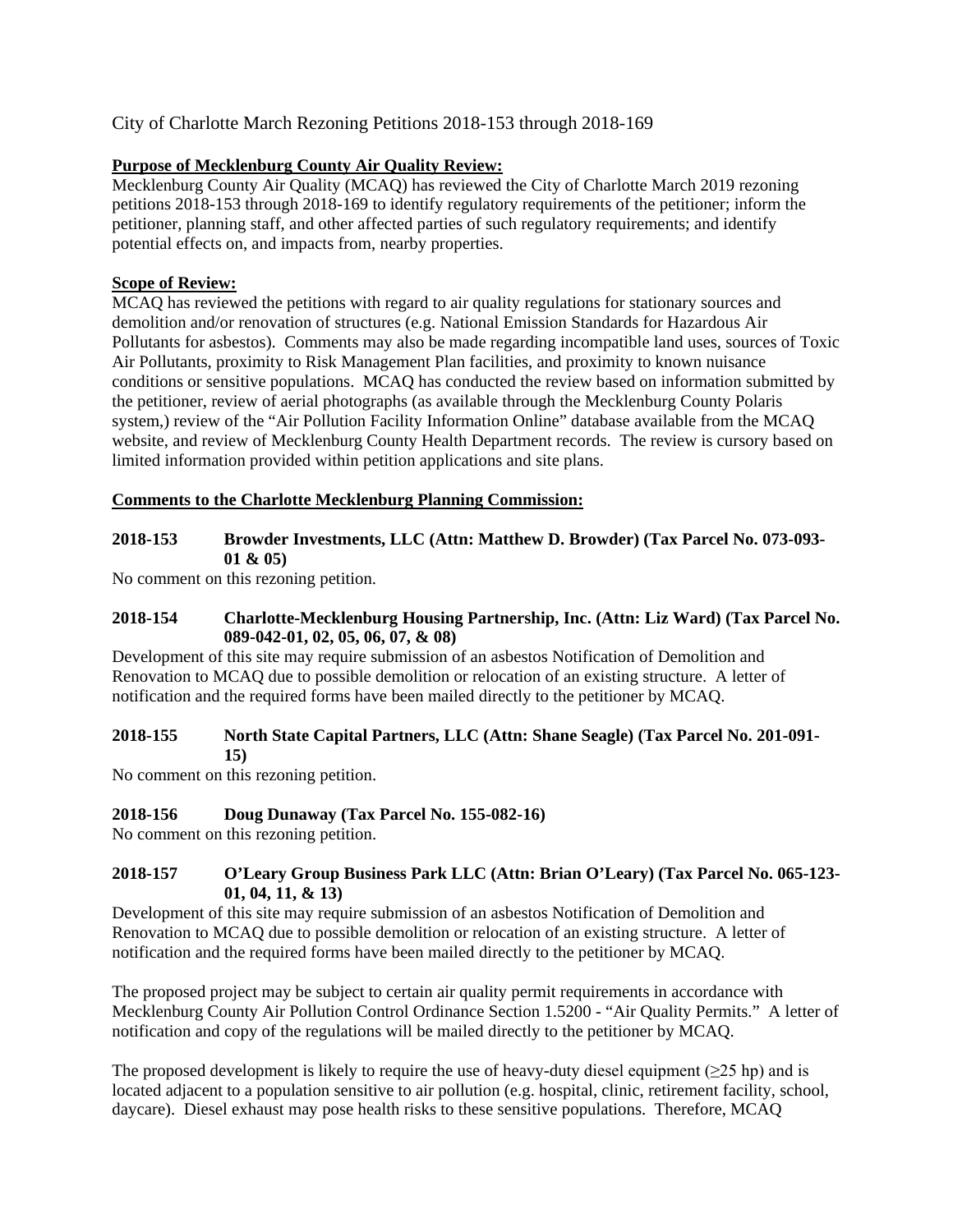City of Charlotte March Rezoning Petitions 2018-153 through 2018-169

**Purpose of Mecklenburg County Air Quality Review:**

Mecklenburg County Air Quality (MCAQ) has reviewed the City of Charlotte March 2019 rezoning petitions 2018-153 through 2018-169 to identify regulatory requirements of the petitioner; inform the petitioner, planning staff, and other affected parties of such regulatory requirements; and identify potential effects on, and impacts from, nearby properties.

**Scope of Review:**

MCAQ has reviewed the petitions with regard to air quality regulations for stationary sources and demolition and/or renovation of structures (e.g. National Emission Standards for Hazardous Air Pollutants for asbestos). Comments may also be made regarding incompatible land uses, sources of Toxic Air Pollutants, proximity to Risk Management Plan facilities, and proximity to known nuisance conditions or sensitive populations. MCAQ has conducted the review based on information submitted by the petitioner, review of aerial photographs (as available through the Mecklenburg County Polaris system,) review of the "Air Pollution Facility Information Online" database available from the MCAQ website, and review of Mecklenburg County Health Department records. The review is cursory based on limited information provided within petition applications and site plans.

**Comments to the Charlotte Mecklenburg Planning Commission:**

**2018-153 Browder Investments, LLC (Attn: Matthew D. Browder) (Tax Parcel No. 073-093-01 & 05)**

No comment on this rezoning petition.

**2018-154 Charlotte-Mecklenburg Housing Partnership, Inc. (Attn: Liz Ward) (Tax Parcel No. 089-042-01, 02, 05, 06, 07, & 08)**

Development of this site may require submission of an asbestos Notification of Demolition and Renovation to MCAQ due to possible demolition or relocation of an existing structure. A letter of notification and the required forms have been mailed directly to the petitioner by MCAQ.

**2018-155 North State Capital Partners, LLC (Attn: Shane Seagle) (Tax Parcel No. 201-091-15)**

No comment on this rezoning petition.

**2018-156 Doug Dunaway (Tax Parcel No. 155-082-16)**

No comment on this rezoning petition.

**2018-157 O'Leary Group Business Park LLC (Attn: Brian O'Leary) (Tax Parcel No. 065-123-01, 04, 11, & 13)**

Development of this site may require submission of an asbestos Notification of Demolition and Renovation to MCAQ due to possible demolition or relocation of an existing structure. A letter of notification and the required forms have been mailed directly to the petitioner by MCAQ.

The proposed project may be subject to certain air quality permit requirements in accordance with Mecklenburg County Air Pollution Control Ordinance Section 1.5200 - "Air Quality Permits." A letter of notification and copy of the regulations will be mailed directly to the petitioner by MCAQ.

The proposed development is likely to require the use of heavy-duty diesel equipment ($\geq$25 hp) and is located adjacent to a population sensitive to air pollution (e.g. hospital, clinic, retirement facility, school, daycare). Diesel exhaust may pose health risks to these sensitive populations. Therefore, MCAQ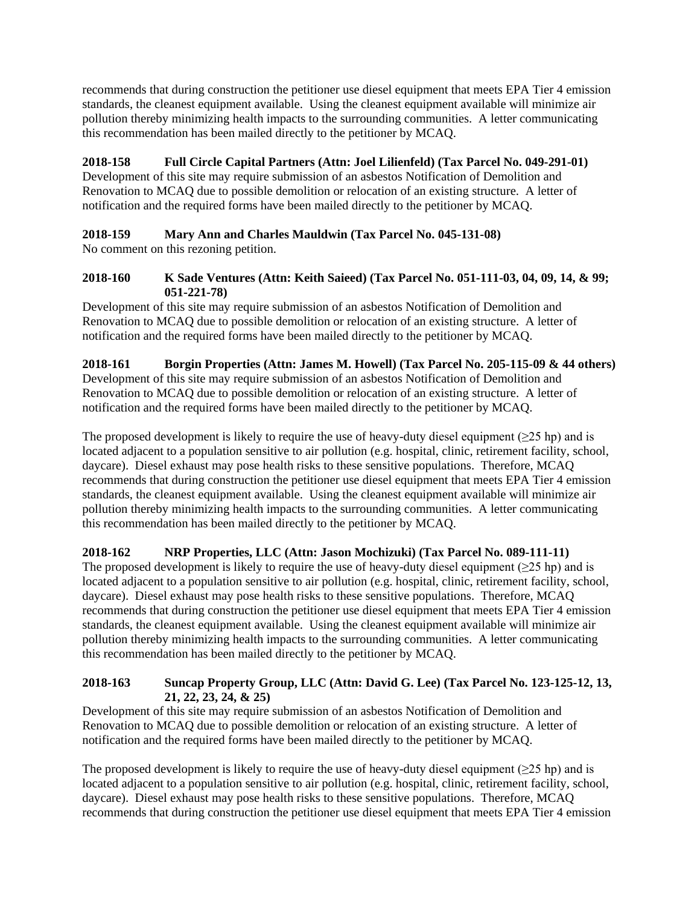recommends that during construction the petitioner use diesel equipment that meets EPA Tier 4 emission standards, the cleanest equipment available. Using the cleanest equipment available will minimize air pollution thereby minimizing health impacts to the surrounding communities. A letter communicating this recommendation has been mailed directly to the petitioner by MCAQ.

**2018-158 Full Circle Capital Partners (Attn: Joel Lilienfeld) (Tax Parcel No. 049-291-01)**

Development of this site may require submission of an asbestos Notification of Demolition and Renovation to MCAQ due to possible demolition or relocation of an existing structure. A letter of notification and the required forms have been mailed directly to the petitioner by MCAQ.

**2018-159 Mary Ann and Charles Mauldwin (Tax Parcel No. 045-131-08)**

No comment on this rezoning petition.

**2018-160 K Sade Ventures (Attn: Keith Saieed) (Tax Parcel No. 051-111-03, 04, 09, 14, & 99; 051-221-78)**

Development of this site may require submission of an asbestos Notification of Demolition and Renovation to MCAQ due to possible demolition or relocation of an existing structure. A letter of notification and the required forms have been mailed directly to the petitioner by MCAQ.

**2018-161 Borgin Properties (Attn: James M. Howell) (Tax Parcel No. 205-115-09 & 44 others)**

Development of this site may require submission of an asbestos Notification of Demolition and Renovation to MCAQ due to possible demolition or relocation of an existing structure. A letter of notification and the required forms have been mailed directly to the petitioner by MCAQ.

The proposed development is likely to require the use of heavy-duty diesel equipment ($\geq$25 hp) and is located adjacent to a population sensitive to air pollution (e.g. hospital, clinic, retirement facility, school, daycare). Diesel exhaust may pose health risks to these sensitive populations. Therefore, MCAQ recommends that during construction the petitioner use diesel equipment that meets EPA Tier 4 emission standards, the cleanest equipment available. Using the cleanest equipment available will minimize air pollution thereby minimizing health impacts to the surrounding communities. A letter communicating this recommendation has been mailed directly to the petitioner by MCAQ.

**2018-162 NRP Properties, LLC (Attn: Jason Mochizuki) (Tax Parcel No. 089-111-11)**

The proposed development is likely to require the use of heavy-duty diesel equipment ($\geq$25 hp) and is located adjacent to a population sensitive to air pollution (e.g. hospital, clinic, retirement facility, school, daycare). Diesel exhaust may pose health risks to these sensitive populations. Therefore, MCAQ recommends that during construction the petitioner use diesel equipment that meets EPA Tier 4 emission standards, the cleanest equipment available. Using the cleanest equipment available will minimize air pollution thereby minimizing health impacts to the surrounding communities. A letter communicating this recommendation has been mailed directly to the petitioner by MCAQ.

**2018-163 Suncap Property Group, LLC (Attn: David G. Lee) (Tax Parcel No. 123-125-12, 13, 21, 22, 23, 24, & 25)**

Development of this site may require submission of an asbestos Notification of Demolition and Renovation to MCAQ due to possible demolition or relocation of an existing structure. A letter of notification and the required forms have been mailed directly to the petitioner by MCAQ.

The proposed development is likely to require the use of heavy-duty diesel equipment ($\geq$25 hp) and is located adjacent to a population sensitive to air pollution (e.g. hospital, clinic, retirement facility, school, daycare). Diesel exhaust may pose health risks to these sensitive populations. Therefore, MCAQ recommends that during construction the petitioner use diesel equipment that meets EPA Tier 4 emission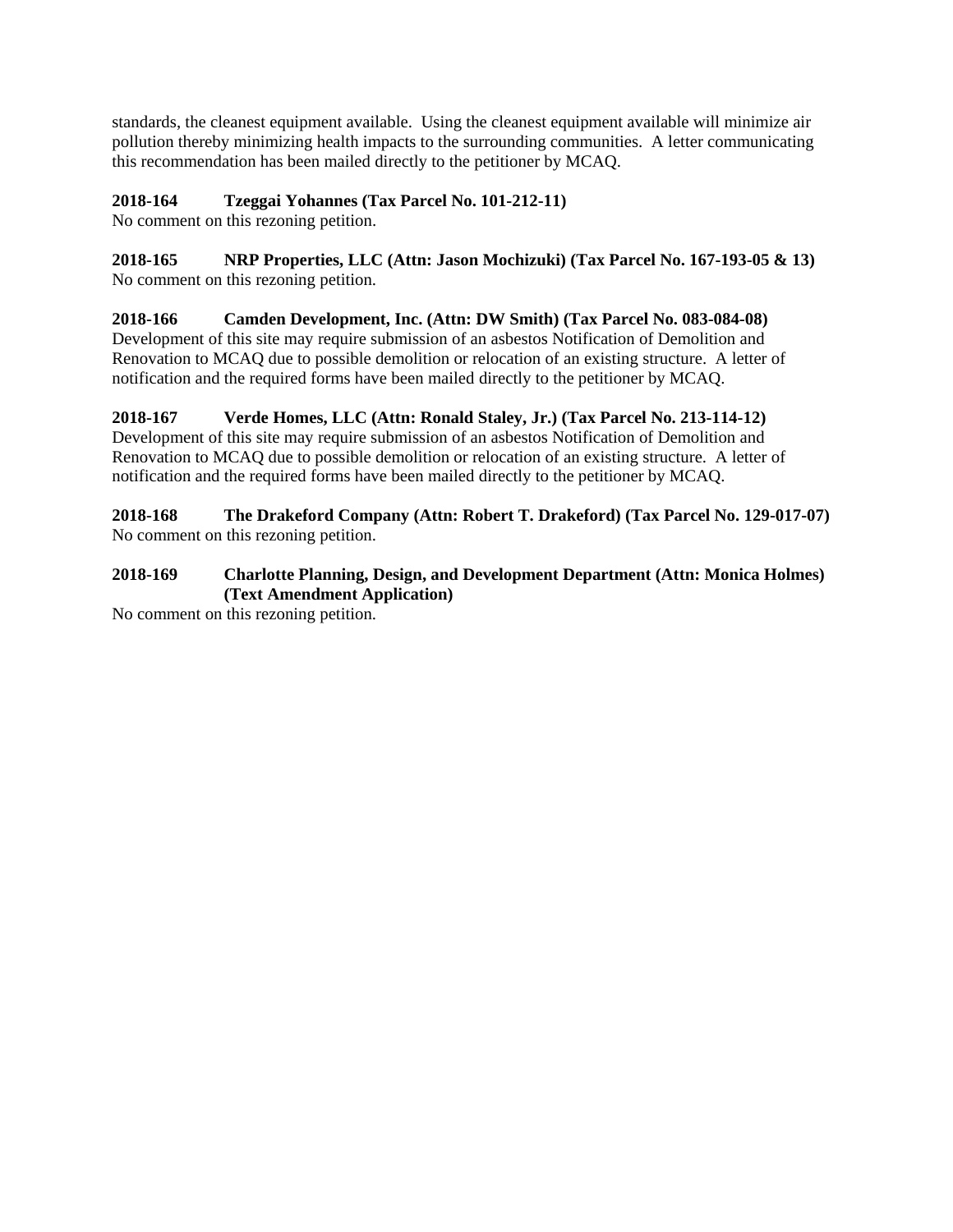standards, the cleanest equipment available. Using the cleanest equipment available will minimize air pollution thereby minimizing health impacts to the surrounding communities. A letter communicating this recommendation has been mailed directly to the petitioner by MCAQ.

**2018-164 Tzeggai Yohannes (Tax Parcel No. 101-212-11)**
No comment on this rezoning petition.

**2018-165 NRP Properties, LLC (Attn: Jason Mochizuki) (Tax Parcel No. 167-193-05 & 13)**
No comment on this rezoning petition.

**2018-166 Camden Development, Inc. (Attn: DW Smith) (Tax Parcel No. 083-084-08)**
Development of this site may require submission of an asbestos Notification of Demolition and Renovation to MCAQ due to possible demolition or relocation of an existing structure. A letter of notification and the required forms have been mailed directly to the petitioner by MCAQ.

**2018-167 Verde Homes, LLC (Attn: Ronald Staley, Jr.) (Tax Parcel No. 213-114-12)**
Development of this site may require submission of an asbestos Notification of Demolition and Renovation to MCAQ due to possible demolition or relocation of an existing structure. A letter of notification and the required forms have been mailed directly to the petitioner by MCAQ.

**2018-168 The Drakeford Company (Attn: Robert T. Drakeford) (Tax Parcel No. 129-017-07)**
No comment on this rezoning petition.

**2018-169 Charlotte Planning, Design, and Development Department (Attn: Monica Holmes) (Text Amendment Application)**
No comment on this rezoning petition.